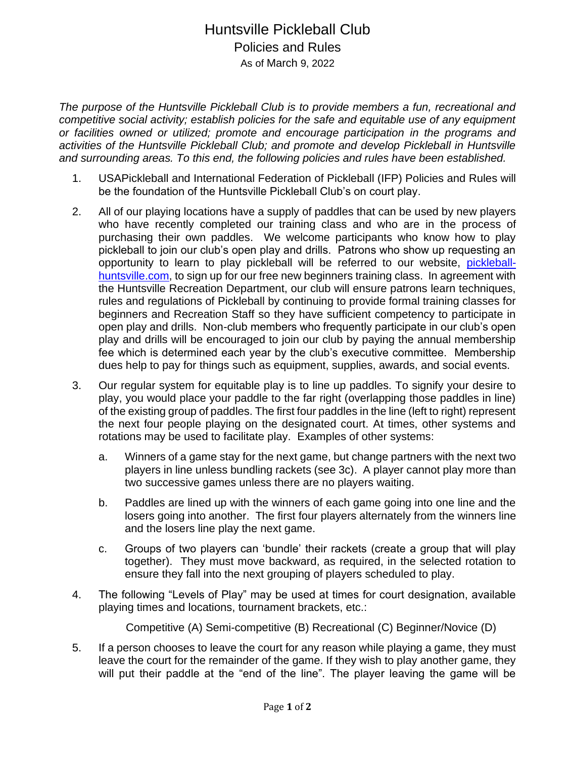# Huntsville Pickleball Club

## Policies and Rules

As of March 9, 2022

*The purpose of the Huntsville Pickleball Club is to provide members a fun, recreational and competitive social activity; establish policies for the safe and equitable use of any equipment or facilities owned or utilized; promote and encourage participation in the programs and activities of the Huntsville Pickleball Club; and promote and develop Pickleball in Huntsville and surrounding areas. To this end, the following policies and rules have been established.*

1. USAPickleball and International Federation of Pickleball (IFP) Policies and Rules will be the foundation of the Huntsville Pickleball Club's on court play.

2. All of our playing locations have a supply of paddles that can be used by new players who have recently completed our training class and who are in the process of purchasing their own paddles. We welcome participants who know how to play pickleball to join our club's open play and drills. Patrons who show up requesting an opportunity to learn to play pickleball will be referred to our website, pickleball-huntsville.com, to sign up for our free new beginners training class. In agreement with the Huntsville Recreation Department, our club will ensure patrons learn techniques, rules and regulations of Pickleball by continuing to provide formal training classes for beginners and Recreation Staff so they have sufficient competency to participate in open play and drills. Non-club members who frequently participate in our club's open play and drills will be encouraged to join our club by paying the annual membership fee which is determined each year by the club's executive committee. Membership dues help to pay for things such as equipment, supplies, awards, and social events.

3. Our regular system for equitable play is to line up paddles. To signify your desire to play, you would place your paddle to the far right (overlapping those paddles in line) of the existing group of paddles. The first four paddles in the line (left to right) represent the next four people playing on the designated court. At times, other systems and rotations may be used to facilitate play. Examples of other systems:

   a. Winners of a game stay for the next game, but change partners with the next two players in line unless bundling rackets (see 3c). A player cannot play more than two successive games unless there are no players waiting.

   b. Paddles are lined up with the winners of each game going into one line and the losers going into another. The first four players alternately from the winners line and the losers line play the next game.

   c. Groups of two players can 'bundle' their rackets (create a group that will play together). They must move backward, as required, in the selected rotation to ensure they fall into the next grouping of players scheduled to play.

4. The following "Levels of Play" may be used at times for court designation, available playing times and locations, tournament brackets, etc.:

   Competitive (A) Semi-competitive (B) Recreational (C) Beginner/Novice (D)

5. If a person chooses to leave the court for any reason while playing a game, they must leave the court for the remainder of the game. If they wish to play another game, they will put their paddle at the "end of the line". The player leaving the game will be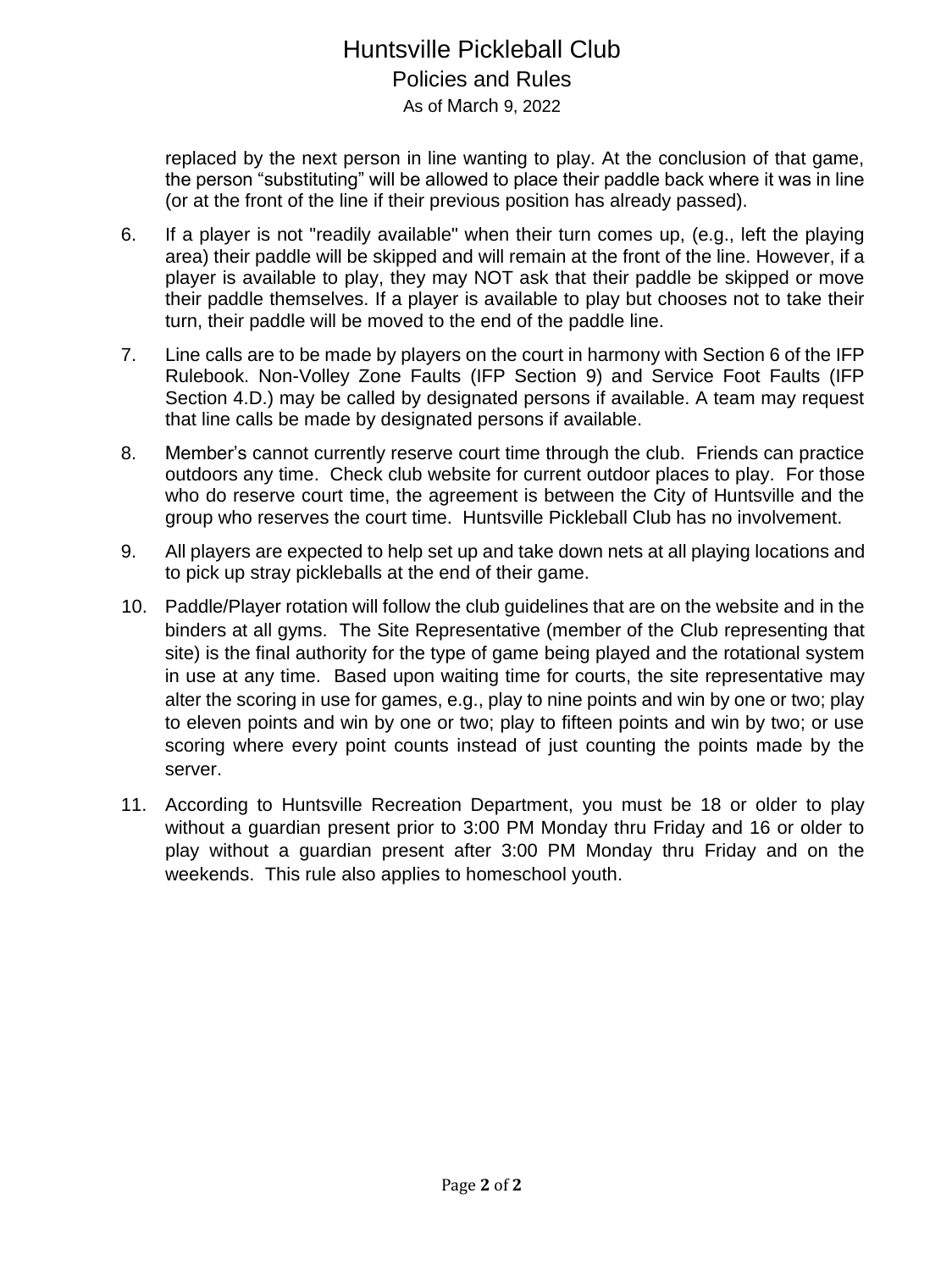replaced by the next person in line wanting to play. At the conclusion of that game, the person "substituting" will be allowed to place their paddle back where it was in line (or at the front of the line if their previous position has already passed).

6. If a player is not "readily available" when their turn comes up, (e.g., left the playing area) their paddle will be skipped and will remain at the front of the line. However, if a player is available to play, they may NOT ask that their paddle be skipped or move their paddle themselves. If a player is available to play but chooses not to take their turn, their paddle will be moved to the end of the paddle line.

7. Line calls are to be made by players on the court in harmony with Section 6 of the IFP Rulebook. Non-Volley Zone Faults (IFP Section 9) and Service Foot Faults (IFP Section 4.D.) may be called by designated persons if available. A team may request that line calls be made by designated persons if available.

8. Member's cannot currently reserve court time through the club. Friends can practice outdoors any time. Check club website for current outdoor places to play. For those who do reserve court time, the agreement is between the City of Huntsville and the group who reserves the court time. Huntsville Pickleball Club has no involvement.

9. All players are expected to help set up and take down nets at all playing locations and to pick up stray pickleballs at the end of their game.

10. Paddle/Player rotation will follow the club guidelines that are on the website and in the binders at all gyms. The Site Representative (member of the Club representing that site) is the final authority for the type of game being played and the rotational system in use at any time. Based upon waiting time for courts, the site representative may alter the scoring in use for games, e.g., play to nine points and win by one or two; play to eleven points and win by one or two; play to fifteen points and win by two; or use scoring where every point counts instead of just counting the points made by the server.

11. According to Huntsville Recreation Department, you must be 18 or older to play without a guardian present prior to 3:00 PM Monday thru Friday and 16 or older to play without a guardian present after 3:00 PM Monday thru Friday and on the weekends. This rule also applies to homeschool youth.